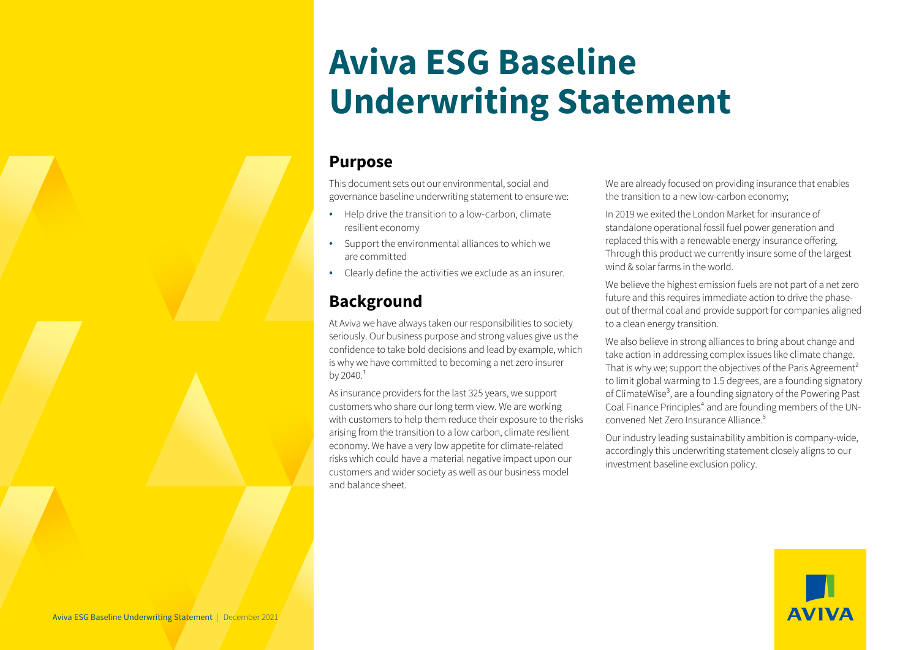# Aviva ESG Baseline Underwriting Statement

## Purpose

This document sets out our environmental, social and governance baseline underwriting statement to ensure we:

- Help drive the transition to a low-carbon, climate resilient economy
- Support the environmental alliances to which we are committed
- Clearly define the activities we exclude as an insurer.

## Background

At Aviva we have always taken our responsibilities to society seriously. Our business purpose and strong values give us the confidence to take bold decisions and lead by example, which is why we have committed to becoming a net zero insurer by 2040.[1]

As insurance providers for the last 325 years, we support customers who share our long term view. We are working with customers to help them reduce their exposure to the risks arising from the transition to a low carbon, climate resilient economy. We have a very low appetite for climate-related risks which could have a material negative impact upon our customers and wider society as well as our business model and balance sheet.

We are already focused on providing insurance that enables the transition to a new low-carbon economy;

In 2019 we exited the London Market for insurance of standalone operational fossil fuel power generation and replaced this with a renewable energy insurance offering. Through this product we currently insure some of the largest wind & solar farms in the world.

We believe the highest emission fuels are not part of a net zero future and this requires immediate action to drive the phase-out of thermal coal and provide support for companies aligned to a clean energy transition.

We also believe in strong alliances to bring about change and take action in addressing complex issues like climate change. That is why we; support the objectives of the Paris Agreement[2] to limit global warming to 1.5 degrees, are a founding signatory of ClimateWise[3], are a founding signatory of the Powering Past Coal Finance Principles[4] and are founding members of the UN-convened Net Zero Insurance Alliance.[5]

Our industry leading sustainability ambition is company-wide, accordingly this underwriting statement closely aligns to our investment baseline exclusion policy.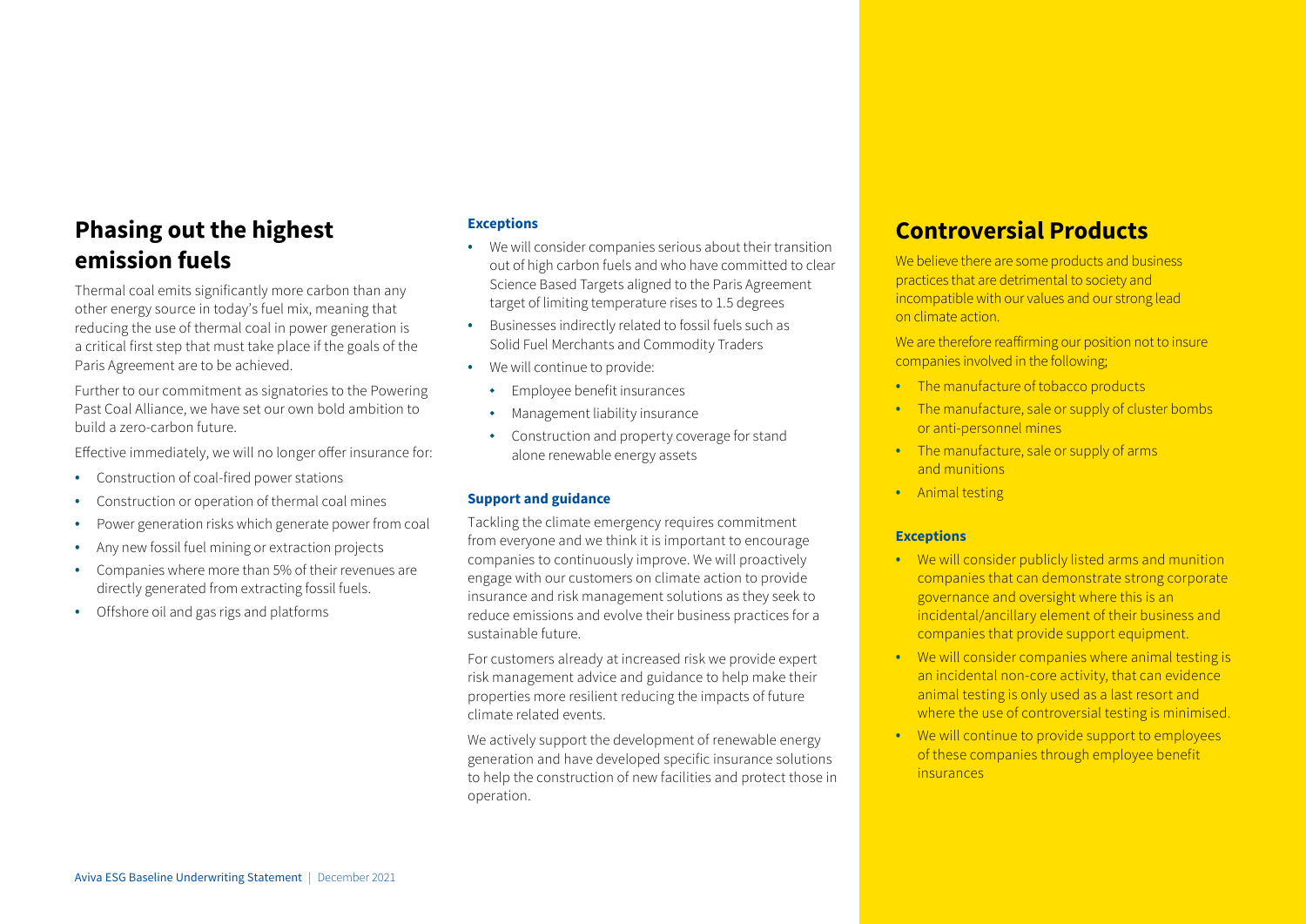## Phasing out the highest emission fuels

Thermal coal emits significantly more carbon than any other energy source in today's fuel mix, meaning that reducing the use of thermal coal in power generation is a critical first step that must take place if the goals of the Paris Agreement are to be achieved.

Further to our commitment as signatories to the Powering Past Coal Alliance, we have set our own bold ambition to build a zero-carbon future.

Effective immediately, we will no longer offer insurance for:

- Construction of coal-fired power stations
- Construction or operation of thermal coal mines
- Power generation risks which generate power from coal
- Any new fossil fuel mining or extraction projects
- Companies where more than 5% of their revenues are directly generated from extracting fossil fuels.
- Offshore oil and gas rigs and platforms

### Exceptions

- We will consider companies serious about their transition out of high carbon fuels and who have committed to clear Science Based Targets aligned to the Paris Agreement target of limiting temperature rises to 1.5 degrees
- Businesses indirectly related to fossil fuels such as Solid Fuel Merchants and Commodity Traders
- We will continue to provide:
  - Employee benefit insurances
  - Management liability insurance
  - Construction and property coverage for stand alone renewable energy assets

### Support and guidance

Tackling the climate emergency requires commitment from everyone and we think it is important to encourage companies to continuously improve. We will proactively engage with our customers on climate action to provide insurance and risk management solutions as they seek to reduce emissions and evolve their business practices for a sustainable future.

For customers already at increased risk we provide expert risk management advice and guidance to help make their properties more resilient reducing the impacts of future climate related events.

We actively support the development of renewable energy generation and have developed specific insurance solutions to help the construction of new facilities and protect those in operation.

## Controversial Products

We believe there are some products and business practices that are detrimental to society and incompatible with our values and our strong lead on climate action.

We are therefore reaffirming our position not to insure companies involved in the following;

- The manufacture of tobacco products
- The manufacture, sale or supply of cluster bombs or anti-personnel mines
- The manufacture, sale or supply of arms and munitions
- Animal testing

### Exceptions

- We will consider publicly listed arms and munition companies that can demonstrate strong corporate governance and oversight where this is an incidental/ancillary element of their business and companies that provide support equipment.
- We will consider companies where animal testing is an incidental non-core activity, that can evidence animal testing is only used as a last resort and where the use of controversial testing is minimised.
- We will continue to provide support to employees of these companies through employee benefit insurances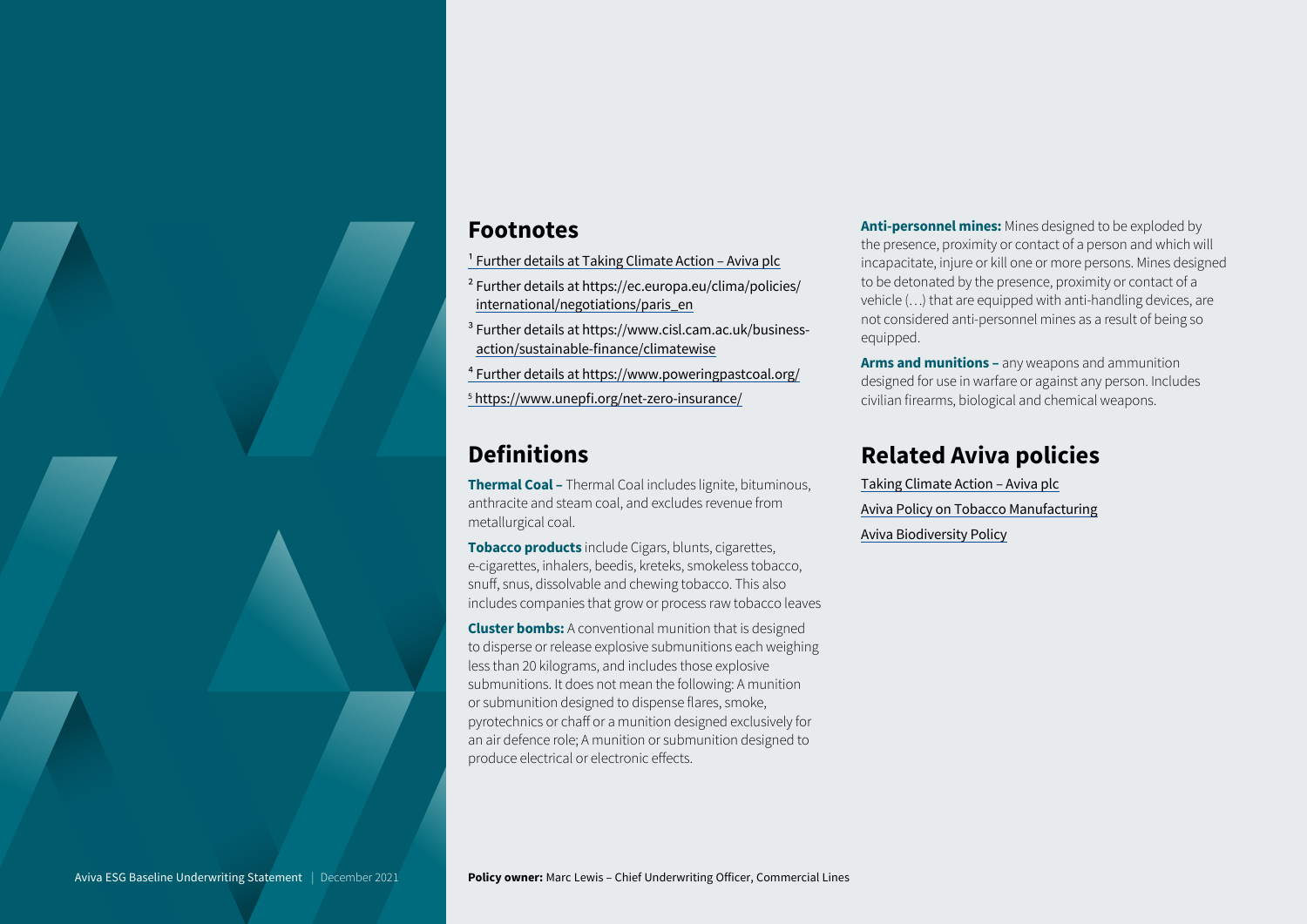## Footnotes

[1] Further details at Taking Climate Action – Aviva plc

[2] Further details at https://ec.europa.eu/clima/policies/international/negotiations/paris_en

[3] Further details at https://www.cisl.cam.ac.uk/business-action/sustainable-finance/climatewise

[4] Further details at https://www.poweringpastcoal.org/

[5] https://www.unepfi.org/net-zero-insurance/

## Definitions

**Thermal Coal –** Thermal Coal includes lignite, bituminous, anthracite and steam coal, and excludes revenue from metallurgical coal.

**Tobacco products** include Cigars, blunts, cigarettes, e-cigarettes, inhalers, beedis, kreteks, smokeless tobacco, snuff, snus, dissolvable and chewing tobacco. This also includes companies that grow or process raw tobacco leaves

**Cluster bombs:** A conventional munition that is designed to disperse or release explosive submunitions each weighing less than 20 kilograms, and includes those explosive submunitions. It does not mean the following: A munition or submunition designed to dispense flares, smoke, pyrotechnics or chaff or a munition designed exclusively for an air defence role; A munition or submunition designed to produce electrical or electronic effects.

**Anti-personnel mines:** Mines designed to be exploded by the presence, proximity or contact of a person and which will incapacitate, injure or kill one or more persons. Mines designed to be detonated by the presence, proximity or contact of a vehicle (…) that are equipped with anti-handling devices, are not considered anti-personnel mines as a result of being so equipped.

**Arms and munitions –** any weapons and ammunition designed for use in warfare or against any person. Includes civilian firearms, biological and chemical weapons.

## Related Aviva policies

Taking Climate Action – Aviva plc

Aviva Policy on Tobacco Manufacturing

Aviva Biodiversity Policy

**Policy owner:** Marc Lewis – Chief Underwriting Officer, Commercial Lines